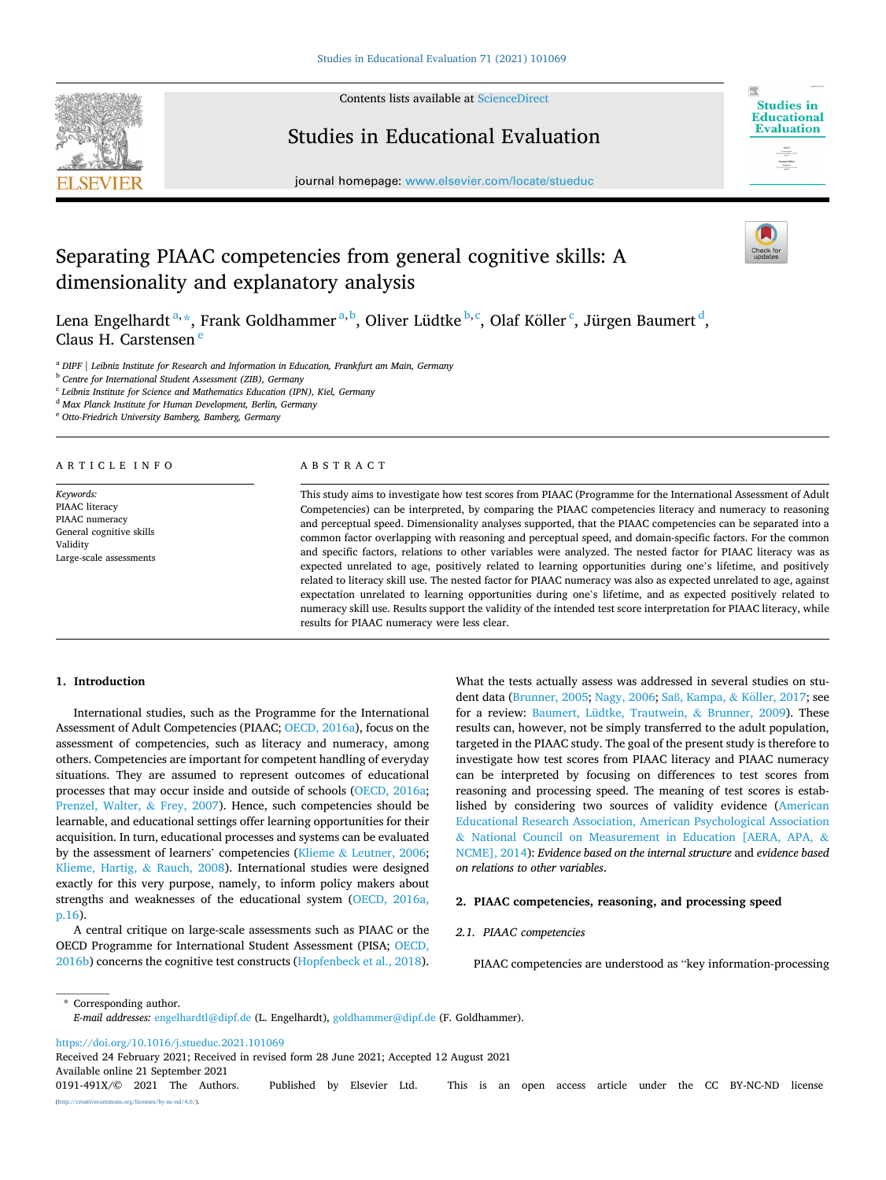# Separating PIAAC competencies from general cognitive skills: A dimensionality and explanatory analysis

Lena Engelhardt [a,*], Frank Goldhammer [a,b], Oliver Lüdtke [b,c], Olaf Köller [c], Jürgen Baumert [d], Claus H. Carstensen [e]

[a] DIPF | Leibniz Institute for Research and Information in Education, Frankfurt am Main, Germany
[b] Centre for International Student Assessment (ZIB), Germany
[c] Leibniz Institute for Science and Mathematics Education (IPN), Kiel, Germany
[d] Max Planck Institute for Human Development, Berlin, Germany
[e] Otto-Friedrich University Bamberg, Bamberg, Germany

## ARTICLE INFO

*Keywords:*
PIAAC literacy
PIAAC numeracy
General cognitive skills
Validity
Large-scale assessments

## ABSTRACT

This study aims to investigate how test scores from PIAAC (Programme for the International Assessment of Adult Competencies) can be interpreted, by comparing the PIAAC competencies literacy and numeracy to reasoning and perceptual speed. Dimensionality analyses supported, that the PIAAC competencies can be separated into a common factor overlapping with reasoning and perceptual speed, and domain-specific factors. For the common and specific factors, relations to other variables were analyzed. The nested factor for PIAAC literacy was as expected unrelated to age, positively related to learning opportunities during one's lifetime, and positively related to literacy skill use. The nested factor for PIAAC numeracy was also as expected unrelated to age, against expectation unrelated to learning opportunities during one's lifetime, and as expected positively related to numeracy skill use. Results support the validity of the intended test score interpretation for PIAAC literacy, while results for PIAAC numeracy were less clear.

## 1. Introduction

International studies, such as the Programme for the International Assessment of Adult Competencies (PIAAC; OECD, 2016a), focus on the assessment of competencies, such as literacy and numeracy, among others. Competencies are important for competent handling of everyday situations. They are assumed to represent outcomes of educational processes that may occur inside and outside of schools (OECD, 2016a; Prenzel, Walter, & Frey, 2007). Hence, such competencies should be learnable, and educational settings offer learning opportunities for their acquisition. In turn, educational processes and systems can be evaluated by the assessment of learners' competencies (Klieme & Leutner, 2006; Klieme, Hartig, & Rauch, 2008). International studies were designed exactly for this very purpose, namely, to inform policy makers about strengths and weaknesses of the educational system (OECD, 2016a, p.16).

A central critique on large-scale assessments such as PIAAC or the OECD Programme for International Student Assessment (PISA; OECD, 2016b) concerns the cognitive test constructs (Hopfenbeck et al., 2018). What the tests actually assess was addressed in several studies on student data (Brunner, 2005; Nagy, 2006; Saß, Kampa, & Köller, 2017; see for a review: Baumert, Lüdtke, Trautwein, & Brunner, 2009). These results can, however, not be simply transferred to the adult population, targeted in the PIAAC study. The goal of the present study is therefore to investigate how test scores from PIAAC literacy and PIAAC numeracy can be interpreted by focusing on differences to test scores from reasoning and processing speed. The meaning of test scores is established by considering two sources of validity evidence (American Educational Research Association, American Psychological Association & National Council on Measurement in Education [AERA, APA, & NCME], 2014): *Evidence based on the internal structure* and *evidence based on relations to other variables*.

## 2. PIAAC competencies, reasoning, and processing speed

### 2.1. PIAAC competencies

PIAAC competencies are understood as "key information-processing

---

* Corresponding author.
*E-mail addresses:* engelhardtl@dipf.de (L. Engelhardt), goldhammer@dipf.de (F. Goldhammer).

https://doi.org/10.1016/j.stueduc.2021.101069
Received 24 February 2021; Received in revised form 28 June 2021; Accepted 12 August 2021
Available online 21 September 2021
0191-491X/© 2021 The Authors. Published by Elsevier Ltd. This is an open access article under the CC BY-NC-ND license (http://creativecommons.org/licenses/by-nc-nd/4.0/).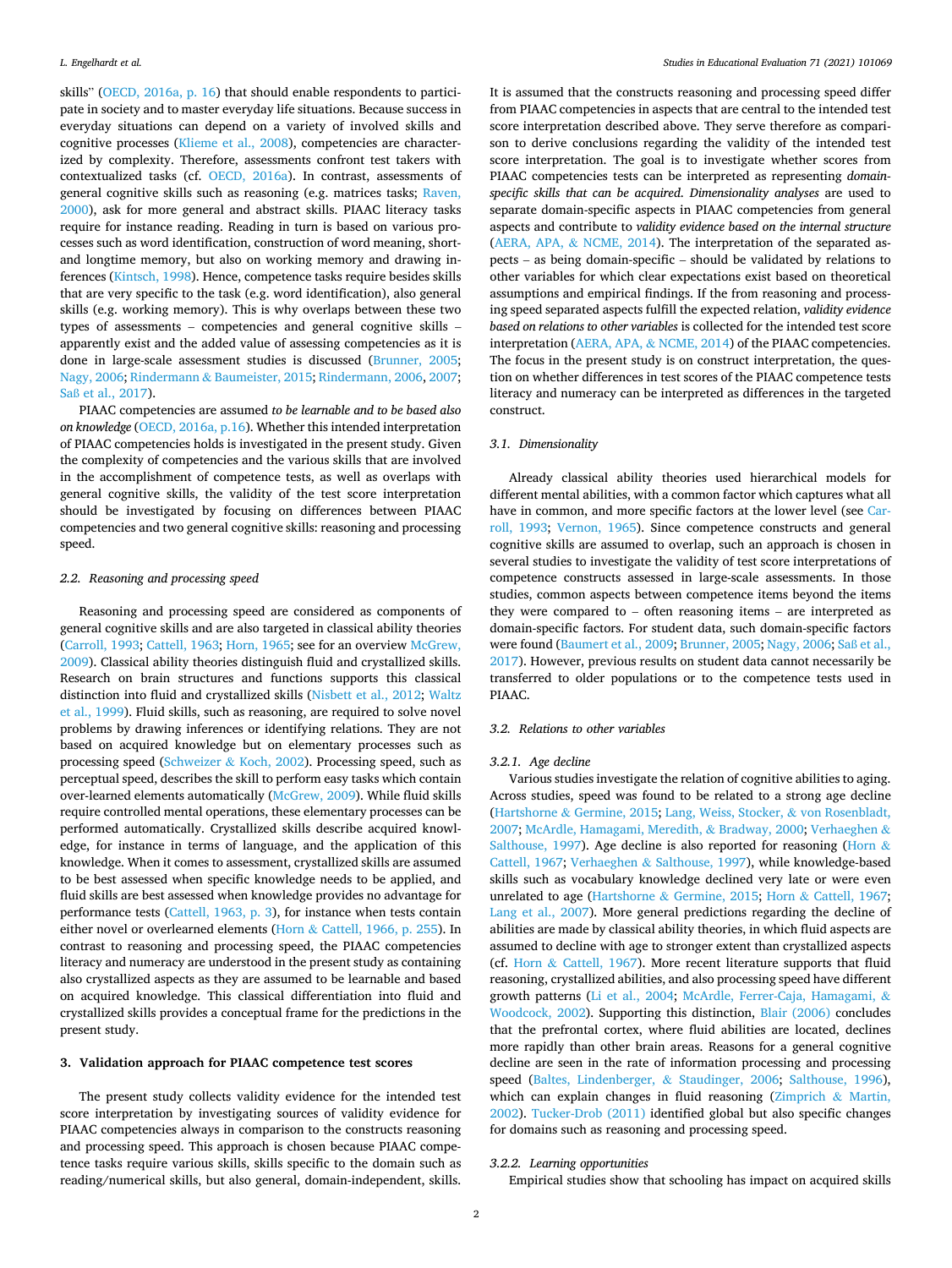skills" (OECD, 2016a, p. 16) that should enable respondents to participate in society and to master everyday life situations. Because success in everyday situations can depend on a variety of involved skills and cognitive processes (Klieme et al., 2008), competencies are characterized by complexity. Therefore, assessments confront test takers with contextualized tasks (cf. OECD, 2016a). In contrast, assessments of general cognitive skills such as reasoning (e.g. matrices tasks; Raven, 2000), ask for more general and abstract skills. PIAAC literacy tasks require for instance reading. Reading in turn is based on various processes such as word identification, construction of word meaning, short- and longtime memory, but also on working memory and drawing inferences (Kintsch, 1998). Hence, competence tasks require besides skills that are very specific to the task (e.g. word identification), also general skills (e.g. working memory). This is why overlaps between these two types of assessments – competencies and general cognitive skills – apparently exist and the added value of assessing competencies as it is done in large-scale assessment studies is discussed (Brunner, 2005; Nagy, 2006; Rindermann & Baumeister, 2015; Rindermann, 2006, 2007; Saß et al., 2017).

PIAAC competencies are assumed *to be learnable and to be based also on knowledge* (OECD, 2016a, p.16). Whether this intended interpretation of PIAAC competencies holds is investigated in the present study. Given the complexity of competencies and the various skills that are involved in the accomplishment of competence tests, as well as overlaps with general cognitive skills, the validity of the test score interpretation should be investigated by focusing on differences between PIAAC competencies and two general cognitive skills: reasoning and processing speed.

### 2.2. Reasoning and processing speed

Reasoning and processing speed are considered as components of general cognitive skills and are also targeted in classical ability theories (Carroll, 1993; Cattell, 1963; Horn, 1965; see for an overview McGrew, 2009). Classical ability theories distinguish fluid and crystallized skills. Research on brain structures and functions supports this classical distinction into fluid and crystallized skills (Nisbett et al., 2012; Waltz et al., 1999). Fluid skills, such as reasoning, are required to solve novel problems by drawing inferences or identifying relations. They are not based on acquired knowledge but on elementary processes such as processing speed (Schweizer & Koch, 2002). Processing speed, such as perceptual speed, describes the skill to perform easy tasks which contain over-learned elements automatically (McGrew, 2009). While fluid skills require controlled mental operations, these elementary processes can be performed automatically. Crystallized skills describe acquired knowledge, for instance in terms of language, and the application of this knowledge. When it comes to assessment, crystallized skills are assumed to be best assessed when specific knowledge needs to be applied, and fluid skills are best assessed when knowledge provides no advantage for performance tests (Cattell, 1963, p. 3), for instance when tests contain either novel or overlearned elements (Horn & Cattell, 1966, p. 255). In contrast to reasoning and processing speed, the PIAAC competencies literacy and numeracy are understood in the present study as containing also crystallized aspects as they are assumed to be learnable and based on acquired knowledge. This classical differentiation into fluid and crystallized skills provides a conceptual frame for the predictions in the present study.

## 3. Validation approach for PIAAC competence test scores

The present study collects validity evidence for the intended test score interpretation by investigating sources of validity evidence for PIAAC competencies always in comparison to the constructs reasoning and processing speed. This approach is chosen because PIAAC competence tasks require various skills, skills specific to the domain such as reading/numerical skills, but also general, domain-independent, skills. It is assumed that the constructs reasoning and processing speed differ from PIAAC competencies in aspects that are central to the intended test score interpretation described above. They serve therefore as comparison to derive conclusions regarding the validity of the intended test score interpretation. The goal is to investigate whether scores from PIAAC competencies tests can be interpreted as representing *domain-specific skills that can be acquired*. *Dimensionality analyses* are used to separate domain-specific aspects in PIAAC competencies from general aspects and contribute to *validity evidence based on the internal structure* (AERA, APA, & NCME, 2014). The interpretation of the separated aspects – as being domain-specific – should be validated by relations to other variables for which clear expectations exist based on theoretical assumptions and empirical findings. If the from reasoning and processing speed separated aspects fulfill the expected relation, *validity evidence based on relations to other variables* is collected for the intended test score interpretation (AERA, APA, & NCME, 2014) of the PIAAC competencies. The focus in the present study is on construct interpretation, the question on whether differences in test scores of the PIAAC competence tests literacy and numeracy can be interpreted as differences in the targeted construct.

### 3.1. Dimensionality

Already classical ability theories used hierarchical models for different mental abilities, with a common factor which captures what all have in common, and more specific factors at the lower level (see Carroll, 1993; Vernon, 1965). Since competence constructs and general cognitive skills are assumed to overlap, such an approach is chosen in several studies to investigate the validity of test score interpretations of competence constructs assessed in large-scale assessments. In those studies, common aspects between competence items beyond the items they were compared to – often reasoning items – are interpreted as domain-specific factors. For student data, such domain-specific factors were found (Baumert et al., 2009; Brunner, 2005; Nagy, 2006; Saß et al., 2017). However, previous results on student data cannot necessarily be transferred to older populations or to the competence tests used in PIAAC.

### 3.2. Relations to other variables

#### 3.2.1. Age decline

Various studies investigate the relation of cognitive abilities to aging. Across studies, speed was found to be related to a strong age decline (Hartshorne & Germine, 2015; Lang, Weiss, Stocker, & von Rosenbladt, 2007; McArdle, Hamagami, Meredith, & Bradway, 2000; Verhaeghen & Salthouse, 1997). Age decline is also reported for reasoning (Horn & Cattell, 1967; Verhaeghen & Salthouse, 1997), while knowledge-based skills such as vocabulary knowledge declined very late or were even unrelated to age (Hartshorne & Germine, 2015; Horn & Cattell, 1967; Lang et al., 2007). More general predictions regarding the decline of abilities are made by classical ability theories, in which fluid aspects are assumed to decline with age to stronger extent than crystallized aspects (cf. Horn & Cattell, 1967). More recent literature supports that fluid reasoning, crystallized abilities, and also processing speed have different growth patterns (Li et al., 2004; McArdle, Ferrer-Caja, Hamagami, & Woodcock, 2002). Supporting this distinction, Blair (2006) concludes that the prefrontal cortex, where fluid abilities are located, declines more rapidly than other brain areas. Reasons for a general cognitive decline are seen in the rate of information processing and processing speed (Baltes, Lindenberger, & Staudinger, 2006; Salthouse, 1996), which can explain changes in fluid reasoning (Zimprich & Martin, 2002). Tucker-Drob (2011) identified global but also specific changes for domains such as reasoning and processing speed.

#### 3.2.2. Learning opportunities

Empirical studies show that schooling has impact on acquired skills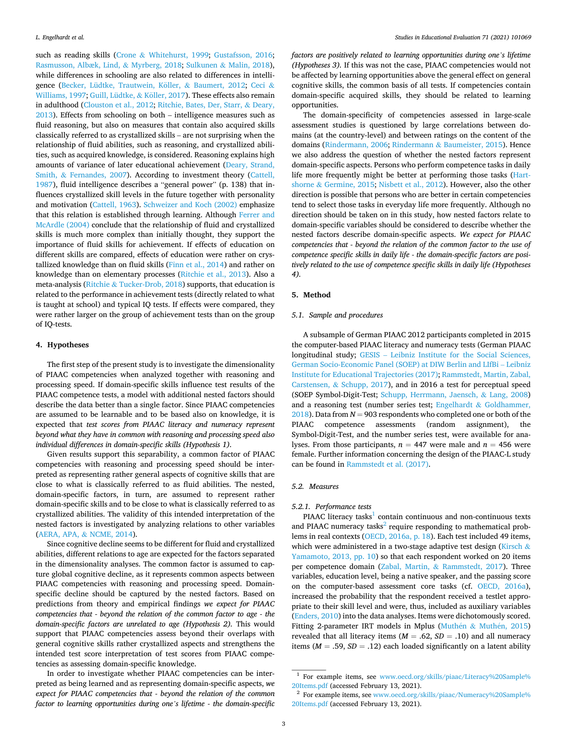such as reading skills (Crone & Whitehurst, 1999; Gustafsson, 2016; Rasmusson, Albæk, Lind, & Myrberg, 2018; Sulkunen & Malin, 2018), while differences in schooling are also related to differences in intelligence (Becker, Lüdtke, Trautwein, Köller, & Baumert, 2012; Ceci & Williams, 1997; Guill, Lüdtke, & Köller, 2017). These effects also remain in adulthood (Clouston et al., 2012; Ritchie, Bates, Der, Starr, & Deary, 2013). Effects from schooling on both – intelligence measures such as fluid reasoning, but also on measures that contain also acquired skills classically referred to as crystallized skills – are not surprising when the relationship of fluid abilities, such as reasoning, and crystallized abilities, such as acquired knowledge, is considered. Reasoning explains high amounts of variance of later educational achievement (Deary, Strand, Smith, & Fernandes, 2007). According to investment theory (Cattell, 1987), fluid intelligence describes a "general power" (p. 138) that influences crystallized skill levels in the future together with personality and motivation (Cattell, 1963). Schweizer and Koch (2002) emphasize that this relation is established through learning. Although Ferrer and McArdle (2004) conclude that the relationship of fluid and crystallized skills is much more complex than initially thought, they support the importance of fluid skills for achievement. If effects of education on different skills are compared, effects of education were rather on crystallized knowledge than on fluid skills (Finn et al., 2014) and rather on knowledge than on elementary processes (Ritchie et al., 2013). Also a meta-analysis (Ritchie & Tucker-Drob, 2018) supports, that education is related to the performance in achievement tests (directly related to what is taught at school) and typical IQ tests. If effects were compared, they were rather larger on the group of achievement tests than on the group of IQ-tests.

## 4. Hypotheses

The first step of the present study is to investigate the dimensionality of PIAAC competencies when analyzed together with reasoning and processing speed. If domain-specific skills influence test results of the PIAAC competence tests, a model with additional nested factors should describe the data better than a single factor. Since PIAAC competencies are assumed to be learnable and to be based also on knowledge, it is expected that *test scores from PIAAC literacy and numeracy represent beyond what they have in common with reasoning and processing speed also individual differences in domain-specific skills (Hypothesis 1)*.

Given results support this separability, a common factor of PIAAC competencies with reasoning and processing speed should be interpreted as representing rather general aspects of cognitive skills that are close to what is classically referred to as fluid abilities. The nested, domain-specific factors, in turn, are assumed to represent rather domain-specific skills and to be close to what is classically referred to as crystallized abilities. The validity of this intended interpretation of the nested factors is investigated by analyzing relations to other variables (AERA, APA, & NCME, 2014).

Since cognitive decline seems to be different for fluid and crystallized abilities, different relations to age are expected for the factors separated in the dimensionality analyses. The common factor is assumed to capture global cognitive decline, as it represents common aspects between PIAAC competencies with reasoning and processing speed. Domain-specific decline should be captured by the nested factors. Based on predictions from theory and empirical findings *we expect for PIAAC competencies that - beyond the relation of the common factor to age - the domain-specific factors are unrelated to age (Hypothesis 2)*. This would support that PIAAC competencies assess beyond their overlaps with general cognitive skills rather crystallized aspects and strengthens the intended test score interpretation of test scores from PIAAC competencies as assessing domain-specific knowledge.

In order to investigate whether PIAAC competencies can be interpreted as being learned and as representing domain-specific aspects, *we expect for PIAAC competencies that - beyond the relation of the common factor to learning opportunities during one's lifetime - the domain-specific factors are positively related to learning opportunities during one's lifetime (Hypotheses 3)*. If this was not the case, PIAAC competencies would not be affected by learning opportunities above the general effect on general cognitive skills, the common basis of all tests. If competencies contain domain-specific acquired skills, they should be related to learning opportunities.

The domain-specificity of competencies assessed in large-scale assessment studies is questioned by large correlations between domains (at the country-level) and between ratings on the content of the domains (Rindermann, 2006; Rindermann & Baumeister, 2015). Hence we also address the question of whether the nested factors represent domain-specific aspects. Persons who perform competence tasks in daily life more frequently might be better at performing those tasks (Hartshorne & Germine, 2015; Nisbett et al., 2012). However, also the other direction is possible that persons who are better in certain competencies tend to select those tasks in everyday life more frequently. Although no direction should be taken on in this study, how nested factors relate to domain-specific variables should be considered to describe whether the nested factors describe domain-specific aspects. *We expect for PIAAC competencies that - beyond the relation of the common factor to the use of competence specific skills in daily life - the domain-specific factors are positively related to the use of competence specific skills in daily life (Hypotheses 4)*.

## 5. Method

### 5.1. Sample and procedures

A subsample of German PIAAC 2012 participants completed in 2015 the computer-based PIAAC literacy and numeracy tests (German PIAAC longitudinal study; GESIS – Leibniz Institute for the Social Sciences, German Socio-Economic Panel (SOEP) at DIW Berlin and LIfBi – Leibniz Institute for Educational Trajectories (2017); Rammstedt, Martin, Zabal, Carstensen, & Schupp, 2017), and in 2016 a test for perceptual speed (SOEP Symbol-Digit-Test; Schupp, Herrmann, Jaensch, & Lang, 2008) and a reasoning test (number series test; Engelhardt & Goldhammer, 2018). Data from $N = 903$ respondents who completed one or both of the PIAAC competence assessments (random assignment), the Symbol-Digit-Test, and the number series test, were available for analyses. From those participants, $n = 447$ were male and $n = 456$ were female. Further information concerning the design of the PIAAC-L study can be found in Rammstedt et al. (2017).

### 5.2. Measures

#### 5.2.1. Performance tests

PIAAC literacy tasks[1] contain continuous and non-continuous texts and PIAAC numeracy tasks[2] require responding to mathematical problems in real contexts (OECD, 2016a, p. 18). Each test included 49 items, which were administered in a two-stage adaptive test design (Kirsch & Yamamoto, 2013, pp. 10) so that each respondent worked on 20 items per competence domain (Zabal, Martin, & Rammstedt, 2017). Three variables, education level, being a native speaker, and the passing score on the computer-based assessment core tasks (cf. OECD, 2016a), increased the probability that the respondent received a testlet appropriate to their skill level and were, thus, included as auxiliary variables (Enders, 2010) into the data analyses. Items were dichotomously scored. Fitting 2-parameter IRT models in Mplus (Muthén & Muthén, 2015) revealed that all literacy items ($M = .62$, $SD = .10$) and all numeracy items ($M = .59$, $SD = .12$) each loaded significantly on a latent ability

[1] For example items, see www.oecd.org/skills/piaac/Literacy%20Sample%20Items.pdf (accessed February 13, 2021).

[2] For example items, see www.oecd.org/skills/piaac/Numeracy%20Sample%20Items.pdf (accessed February 13, 2021).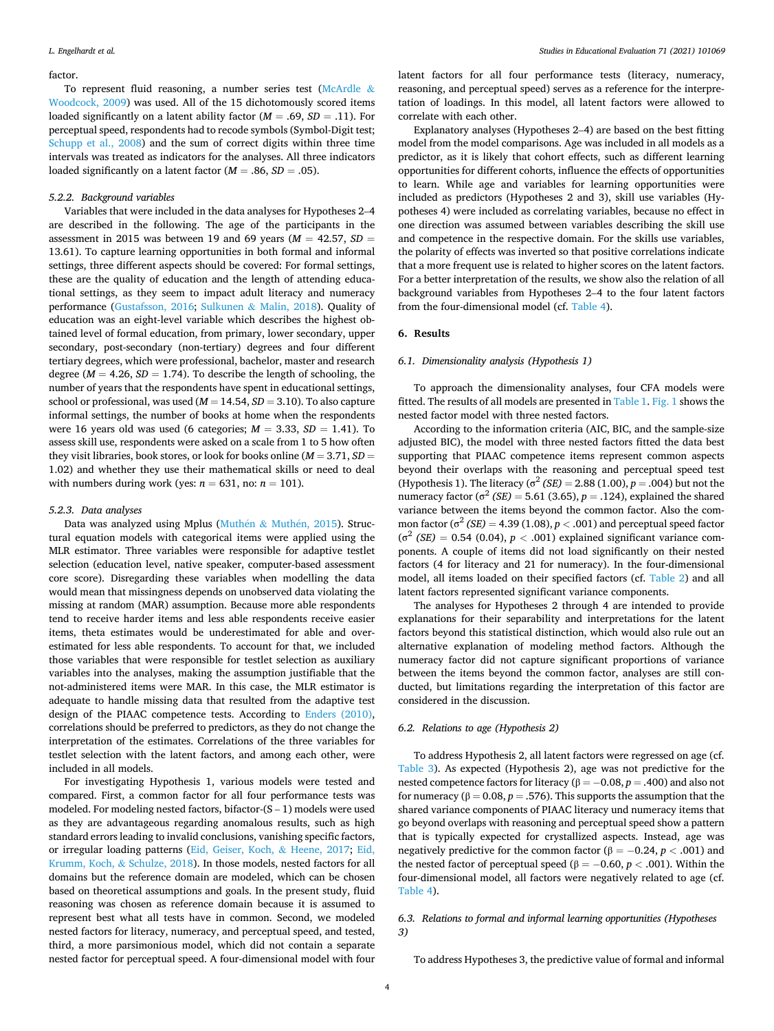factor.

To represent fluid reasoning, a number series test (McArdle & Woodcock, 2009) was used. All of the 15 dichotomously scored items loaded significantly on a latent ability factor ($M = .69$, $SD = .11$). For perceptual speed, respondents had to recode symbols (Symbol-Digit test; Schupp et al., 2008) and the sum of correct digits within three time intervals was treated as indicators for the analyses. All three indicators loaded significantly on a latent factor ($M = .86$, $SD = .05$).

#### 5.2.2. Background variables

Variables that were included in the data analyses for Hypotheses 2–4 are described in the following. The age of the participants in the assessment in 2015 was between 19 and 69 years ($M = 42.57$, $SD = 13.61$). To capture learning opportunities in both formal and informal settings, three different aspects should be covered: For formal settings, these are the quality of education and the length of attending educational settings, as they seem to impact adult literacy and numeracy performance (Gustafsson, 2016; Sulkunen & Malin, 2018). Quality of education was an eight-level variable which describes the highest obtained level of formal education, from primary, lower secondary, upper secondary, post-secondary (non-tertiary) degrees and four different tertiary degrees, which were professional, bachelor, master and research degree ($M = 4.26$, $SD = 1.74$). To describe the length of schooling, the number of years that the respondents have spent in educational settings, school or professional, was used ($M = 14.54$, $SD = 3.10$). To also capture informal settings, the number of books at home when the respondents were 16 years old was used (6 categories; $M = 3.33$, $SD = 1.41$). To assess skill use, respondents were asked on a scale from 1 to 5 how often they visit libraries, book stores, or look for books online ($M = 3.71$, $SD = 1.02$) and whether they use their mathematical skills or need to deal with numbers during work (yes: $n = 631$, no: $n = 101$).

#### 5.2.3. Data analyses

Data was analyzed using Mplus (Muthén & Muthén, 2015). Structural equation models with categorical items were applied using the MLR estimator. Three variables were responsible for adaptive testlet selection (education level, native speaker, computer-based assessment core score). Disregarding these variables when modelling the data would mean that missingness depends on unobserved data violating the missing at random (MAR) assumption. Because more able respondents tend to receive harder items and less able respondents receive easier items, theta estimates would be underestimated for able and overestimated for less able respondents. To account for that, we included those variables that were responsible for testlet selection as auxiliary variables into the analyses, making the assumption justifiable that the not-administered items were MAR. In this case, the MLR estimator is adequate to handle missing data that resulted from the adaptive test design of the PIAAC competence tests. According to Enders (2010), correlations should be preferred to predictors, as they do not change the interpretation of the estimates. Correlations of the three variables for testlet selection with the latent factors, and among each other, were included in all models.

For investigating Hypothesis 1, various models were tested and compared. First, a common factor for all four performance tests was modeled. For modeling nested factors, bifactor-(S – 1) models were used as they are advantageous regarding anomalous results, such as high standard errors leading to invalid conclusions, vanishing specific factors, or irregular loading patterns (Eid, Geiser, Koch, & Heene, 2017; Eid, Krumm, Koch, & Schulze, 2018). In those models, nested factors for all domains but the reference domain are modeled, which can be chosen based on theoretical assumptions and goals. In the present study, fluid reasoning was chosen as reference domain because it is assumed to represent best what all tests have in common. Second, we modeled nested factors for literacy, numeracy, and perceptual speed, and tested, third, a more parsimonious model, which did not contain a separate nested factor for perceptual speed. A four-dimensional model with four latent factors for all four performance tests (literacy, numeracy, reasoning, and perceptual speed) serves as a reference for the interpretation of loadings. In this model, all latent factors were allowed to correlate with each other.

Explanatory analyses (Hypotheses 2–4) are based on the best fitting model from the model comparisons. Age was included in all models as a predictor, as it is likely that cohort effects, such as different learning opportunities for different cohorts, influence the effects of opportunities to learn. While age and variables for learning opportunities were included as predictors (Hypotheses 2 and 3), skill use variables (Hypotheses 4) were included as correlating variables, because no effect in one direction was assumed between variables describing the skill use and competence in the respective domain. For the skills use variables, the polarity of effects was inverted so that positive correlations indicate that a more frequent use is related to higher scores on the latent factors. For a better interpretation of the results, we show also the relation of all background variables from Hypotheses 2–4 to the four latent factors from the four-dimensional model (cf. Table 4).

## 6. Results

### 6.1. Dimensionality analysis (Hypothesis 1)

To approach the dimensionality analyses, four CFA models were fitted. The results of all models are presented in Table 1. Fig. 1 shows the nested factor model with three nested factors.

According to the information criteria (AIC, BIC, and the sample-size adjusted BIC), the model with three nested factors fitted the data best supporting that PIAAC competence items represent common aspects beyond their overlaps with the reasoning and perceptual speed test (Hypothesis 1). The literacy ($\sigma^2$ *(SE)* = 2.88 (1.00), $p = .004$) but not the numeracy factor ($\sigma^2$ *(SE)* = 5.61 (3.65), $p = .124$), explained the shared variance between the items beyond the common factor. Also the common factor ($\sigma^2$ *(SE)* = 4.39 (1.08), $p < .001$) and perceptual speed factor ($\sigma^2$ *(SE)* = 0.54 (0.04), $p < .001$) explained significant variance components. A couple of items did not load significantly on their nested factors (4 for literacy and 21 for numeracy). In the four-dimensional model, all items loaded on their specified factors (cf. Table 2) and all latent factors represented significant variance components.

The analyses for Hypotheses 2 through 4 are intended to provide explanations for their separability and interpretations for the latent factors beyond this statistical distinction, which would also rule out an alternative explanation of modeling method factors. Although the numeracy factor did not capture significant proportions of variance between the items beyond the common factor, analyses are still conducted, but limitations regarding the interpretation of this factor are considered in the discussion.

### 6.2. Relations to age (Hypothesis 2)

To address Hypothesis 2, all latent factors were regressed on age (cf. Table 3). As expected (Hypothesis 2), age was not predictive for the nested competence factors for literacy (β = −0.08, $p = .400$) and also not for numeracy (β = 0.08, $p = .576$). This supports the assumption that the shared variance components of PIAAC literacy und numeracy items that go beyond overlaps with reasoning and perceptual speed show a pattern that is typically expected for crystallized aspects. Instead, age was negatively predictive for the common factor (β = −0.24, $p < .001$) and the nested factor of perceptual speed (β = −0.60, $p < .001$). Within the four-dimensional model, all factors were negatively related to age (cf. Table 4).

### 6.3. Relations to formal and informal learning opportunities (Hypotheses 3)

To address Hypotheses 3, the predictive value of formal and informal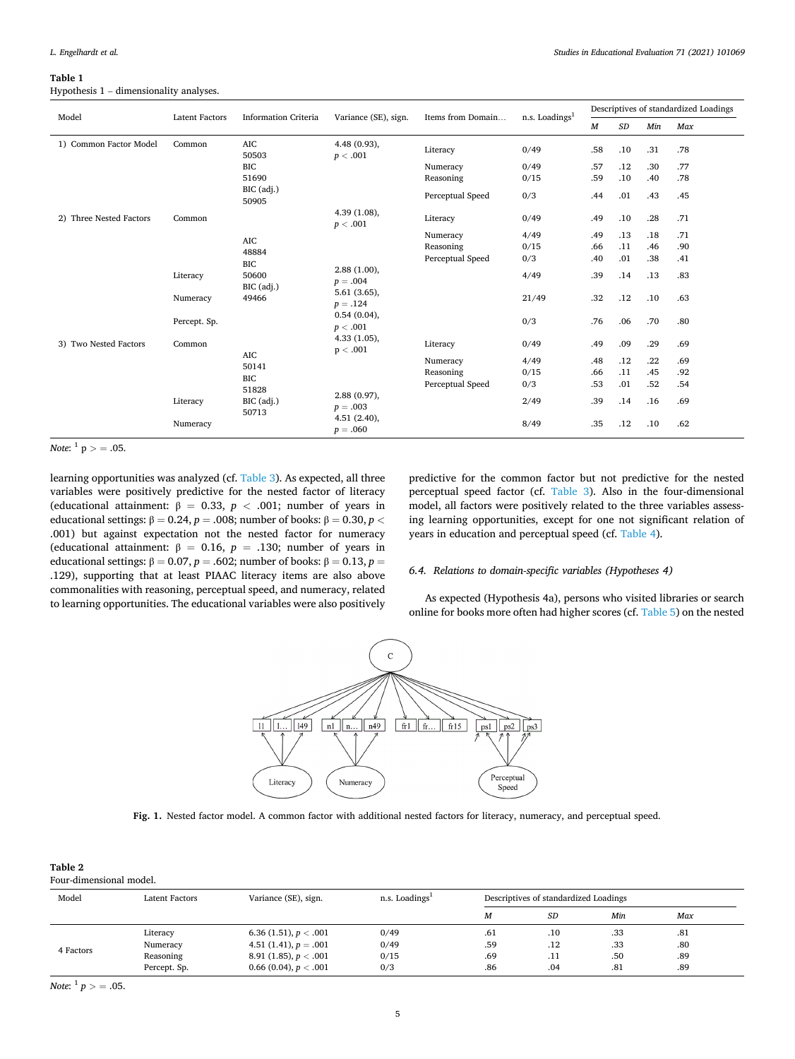**Table 1**
Hypothesis 1 – dimensionality analyses.

| Model | Latent Factors | Information Criteria | Variance (SE), sign. | Items from Domain… | n.s. Loadings[1] | Descriptives of standardized Loadings | | | |
|---|---|---|---|---|---|---|---|---|---|
| | | | | | | *M* | *SD* | *Min* | *Max* |
| 1) Common Factor Model | Common | AIC 50503 BIC 51690 BIC (adj.) 50905 | 4.48 (0.93), $p < .001$ | Literacy | 0/49 | .58 | .10 | .31 | .78 |
| | | | | Numeracy | 0/49 | .57 | .12 | .30 | .77 |
| | | | | Reasoning | 0/15 | .59 | .10 | .40 | .78 |
| | | | | Perceptual Speed | 0/3 | .44 | .01 | .43 | .45 |
| 2) Three Nested Factors | Common | AIC 48884 BIC 50600 BIC (adj.) 49466 | 4.39 (1.08), $p < .001$ | Literacy | 0/49 | .49 | .10 | .28 | .71 |
| | | | | Numeracy | 4/49 | .49 | .13 | .18 | .71 |
| | | | | Reasoning | 0/15 | .66 | .11 | .46 | .90 |
| | | | | Perceptual Speed | 0/3 | .40 | .01 | .38 | .41 |
| | Literacy | | 2.88 (1.00), $p = .004$ | | 4/49 | .39 | .14 | .13 | .83 |
| | Numeracy | | 5.61 (3.65), $p = .124$ | | 21/49 | .32 | .12 | .10 | .63 |
| | Percept. Sp. | | 0.54 (0.04), $p < .001$ | | 0/3 | .76 | .06 | .70 | .80 |
| 3) Two Nested Factors | Common | AIC 50141 BIC 51828 BIC (adj.) 50713 | 4.33 (1.05), $p < .001$ | Literacy | 0/49 | .49 | .09 | .29 | .69 |
| | | | | Numeracy | 4/49 | .48 | .12 | .22 | .69 |
| | | | | Reasoning | 0/15 | .66 | .11 | .45 | .92 |
| | | | | Perceptual Speed | 0/3 | .53 | .01 | .52 | .54 |
| | Literacy | | 2.88 (0.97), $p = .003$ | | 2/49 | .39 | .14 | .16 | .69 |
| | Numeracy | | 4.51 (2.40), $p = .060$ | | 8/49 | .35 | .12 | .10 | .62 |

*Note*: [1] p > = .05.

learning opportunities was analyzed (cf. Table 3). As expected, all three variables were positively predictive for the nested factor of literacy (educational attainment: $\beta = 0.33$, $p < .001$; number of years in educational settings: $\beta = 0.24$, $p = .008$; number of books: $\beta = 0.30$, $p < .001$) but against expectation not the nested factor for numeracy (educational attainment: $\beta = 0.16$, $p = .130$; number of years in educational settings: $\beta = 0.07$, $p = .602$; number of books: $\beta = 0.13$, $p = .129$), supporting that at least PIAAC literacy items are also above commonalities with reasoning, perceptual speed, and numeracy, related to learning opportunities. The educational variables were also positively predictive for the common factor but not predictive for the nested perceptual speed factor (cf. Table 3). Also in the four-dimensional model, all factors were positively related to the three variables assessing learning opportunities, except for one not significant relation of years in education and perceptual speed (cf. Table 4).

### 6.4. Relations to domain-specific variables (Hypotheses 4)

As expected (Hypothesis 4a), persons who visited libraries or search online for books more often had higher scores (cf. Table 5) on the nested

**Fig. 1.** Nested factor model. A common factor with additional nested factors for literacy, numeracy, and perceptual speed.

**Table 2**
Four-dimensional model.

| Model | Latent Factors | Variance (SE), sign. | n.s. Loadings[1] | Descriptives of standardized Loadings | | | |
|---|---|---|---|---|---|---|---|
| | | | | *M* | *SD* | *Min* | *Max* |
| 4 Factors | Literacy | 6.36 (1.51), $p < .001$ | 0/49 | .61 | .10 | .33 | .81 |
| | Numeracy | 4.51 (1.41), $p = .001$ | 0/49 | .59 | .12 | .33 | .80 |
| | Reasoning | 8.91 (1.85), $p < .001$ | 0/15 | .69 | .11 | .50 | .89 |
| | Percept. Sp. | 0.66 (0.04), $p < .001$ | 0/3 | .86 | .04 | .81 | .89 |

*Note*: [1] $p > = .05$.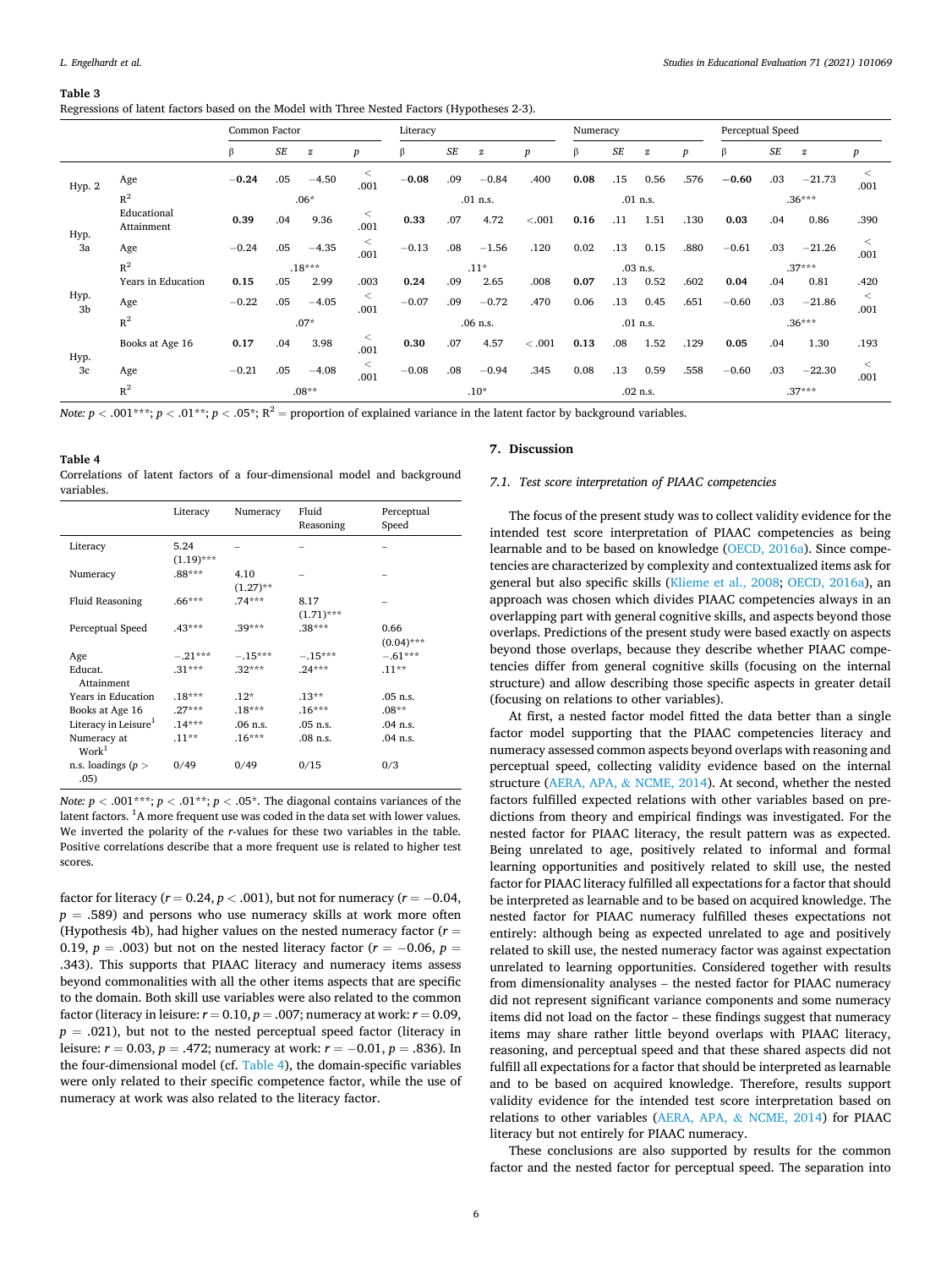**Table 3**
Regressions of latent factors based on the Model with Three Nested Factors (Hypotheses 2-3).

| | | Common Factor | | | | Literacy | | | | Numeracy | | | | Perceptual Speed | | | |
|---|---|---|---|---|---|---|---|---|---|---|---|---|---|---|---|---|---|
| | | β | SE | z | p | β | SE | z | p | β | SE | z | p | β | SE | z | p |
| Hyp. 2 | Age | **−0.24** | .05 | −4.50 | < .001 | **−0.08** | .09 | −0.84 | .400 | **0.08** | .15 | 0.56 | .576 | **−0.60** | .03 | −21.73 | < .001 |
| | $R^2$ | .06* | | | | .01 n.s. | | | | .01 n.s. | | | | .36*** | | | |
| Hyp. 3a | Educational Attainment | **0.39** | .04 | 9.36 | < .001 | **0.33** | .07 | 4.72 | <.001 | **0.16** | .11 | 1.51 | .130 | **0.03** | .04 | 0.86 | .390 |
| | Age | −0.24 | .05 | −4.35 | < .001 | −0.13 | .08 | −1.56 | .120 | 0.02 | .13 | 0.15 | .880 | −0.61 | .03 | −21.26 | < .001 |
| | $R^2$ | .18*** | | | | .11* | | | | .03 n.s. | | | | .37*** | | | |
| Hyp. 3b | Years in Education | **0.15** | .05 | 2.99 | .003 | **0.24** | .09 | 2.65 | .008 | **0.07** | .13 | 0.52 | .602 | **0.04** | .04 | 0.81 | .420 |
| | Age | −0.22 | .05 | −4.05 | < .001 | −0.07 | .09 | −0.72 | .470 | 0.06 | .13 | 0.45 | .651 | −0.60 | .03 | −21.86 | < .001 |
| | $R^2$ | .07* | | | | .06 n.s. | | | | .01 n.s. | | | | .36*** | | | |
| Hyp. 3c | Books at Age 16 | **0.17** | .04 | 3.98 | < .001 | **0.30** | .07 | 4.57 | < .001 | **0.13** | .08 | 1.52 | .129 | **0.05** | .04 | 1.30 | .193 |
| | Age | −0.21 | .05 | −4.08 | < .001 | −0.08 | .08 | −0.94 | .345 | 0.08 | .13 | 0.59 | .558 | −0.60 | .03 | −22.30 | < .001 |
| | $R^2$ | .08** | | | | .10* | | | | .02 n.s. | | | | .37*** | | | |

*Note:* $p < .001$***; $p < .01$**; $p < .05$*; $R^2$ = proportion of explained variance in the latent factor by background variables.

**Table 4**
Correlations of latent factors of a four-dimensional model and background variables.

| | Literacy | Numeracy | Fluid Reasoning | Perceptual Speed |
|---|---|---|---|---|
| Literacy | 5.24 (1.19)*** | – | – | – |
| Numeracy | .88*** | 4.10 (1.27)** | – | – |
| Fluid Reasoning | .66*** | .74*** | 8.17 (1.71)*** | – |
| Perceptual Speed | .43*** | .39*** | .38*** | 0.66 (0.04)*** |
| Age | −.21*** | −.15*** | −.15*** | −.61*** |
| Educat. Attainment | .31*** | .32*** | .24*** | .11** |
| Years in Education | .18*** | .12* | .13** | .05 n.s. |
| Books at Age 16 | .27*** | .18*** | .16*** | .08** |
| Literacy in Leisure[1] | .14*** | .06 n.s. | .05 n.s. | .04 n.s. |
| Numeracy at Work[1] | .11** | .16*** | .08 n.s. | .04 n.s. |
| n.s. loadings ($p > .05$) | 0/49 | 0/49 | 0/15 | 0/3 |

*Note:* $p < .001$***; $p < .01$**; $p < .05$*. The diagonal contains variances of the latent factors. [1]A more frequent use was coded in the data set with lower values. We inverted the polarity of the *r*-values for these two variables in the table. Positive correlations describe that a more frequent use is related to higher test scores.

factor for literacy ($r = 0.24$, $p < .001$), but not for numeracy ($r = −0.04$, $p = .589$) and persons who use numeracy skills at work more often (Hypothesis 4b), had higher values on the nested numeracy factor ($r = 0.19$, $p = .003$) but not on the nested literacy factor ($r = −0.06$, $p = .343$). This supports that PIAAC literacy and numeracy items assess beyond commonalities with all the other items aspects that are specific to the domain. Both skill use variables were also related to the common factor (literacy in leisure: $r = 0.10$, $p = .007$; numeracy at work: $r = 0.09$, $p = .021$), but not to the nested perceptual speed factor (literacy in leisure: $r = 0.03$, $p = .472$; numeracy at work: $r = −0.01$, $p = .836$). In the four-dimensional model (cf. Table 4), the domain-specific variables were only related to their specific competence factor, while the use of numeracy at work was also related to the literacy factor.

## 7. Discussion

### 7.1. Test score interpretation of PIAAC competencies

The focus of the present study was to collect validity evidence for the intended test score interpretation of PIAAC competencies as being learnable and to be based on knowledge (OECD, 2016a). Since competencies are characterized by complexity and contextualized items ask for general but also specific skills (Klieme et al., 2008; OECD, 2016a), an approach was chosen which divides PIAAC competencies always in an overlapping part with general cognitive skills, and aspects beyond those overlaps. Predictions of the present study were based exactly on aspects beyond those overlaps, because they describe whether PIAAC competencies differ from general cognitive skills (focusing on the internal structure) and allow describing those specific aspects in greater detail (focusing on relations to other variables).

At first, a nested factor model fitted the data better than a single factor model supporting that the PIAAC competencies literacy and numeracy assessed common aspects beyond overlaps with reasoning and perceptual speed, collecting validity evidence based on the internal structure (AERA, APA, & NCME, 2014). At second, whether the nested factors fulfilled expected relations with other variables based on predictions from theory and empirical findings was investigated. For the nested factor for PIAAC literacy, the result pattern was as expected. Being unrelated to age, positively related to informal and formal learning opportunities and positively related to skill use, the nested factor for PIAAC literacy fulfilled all expectations for a factor that should be interpreted as learnable and to be based on acquired knowledge. The nested factor for PIAAC numeracy fulfilled theses expectations not entirely: although being as expected unrelated to age and positively related to skill use, the nested numeracy factor was against expectation unrelated to learning opportunities. Considered together with results from dimensionality analyses – the nested factor for PIAAC numeracy did not represent significant variance components and some numeracy items did not load on the factor – these findings suggest that numeracy items may share rather little beyond overlaps with PIAAC literacy, reasoning, and perceptual speed and that these shared aspects did not fulfill all expectations for a factor that should be interpreted as learnable and to be based on acquired knowledge. Therefore, results support validity evidence for the intended test score interpretation based on relations to other variables (AERA, APA, & NCME, 2014) for PIAAC literacy but not entirely for PIAAC numeracy.

These conclusions are also supported by results for the common factor and the nested factor for perceptual speed. The separation into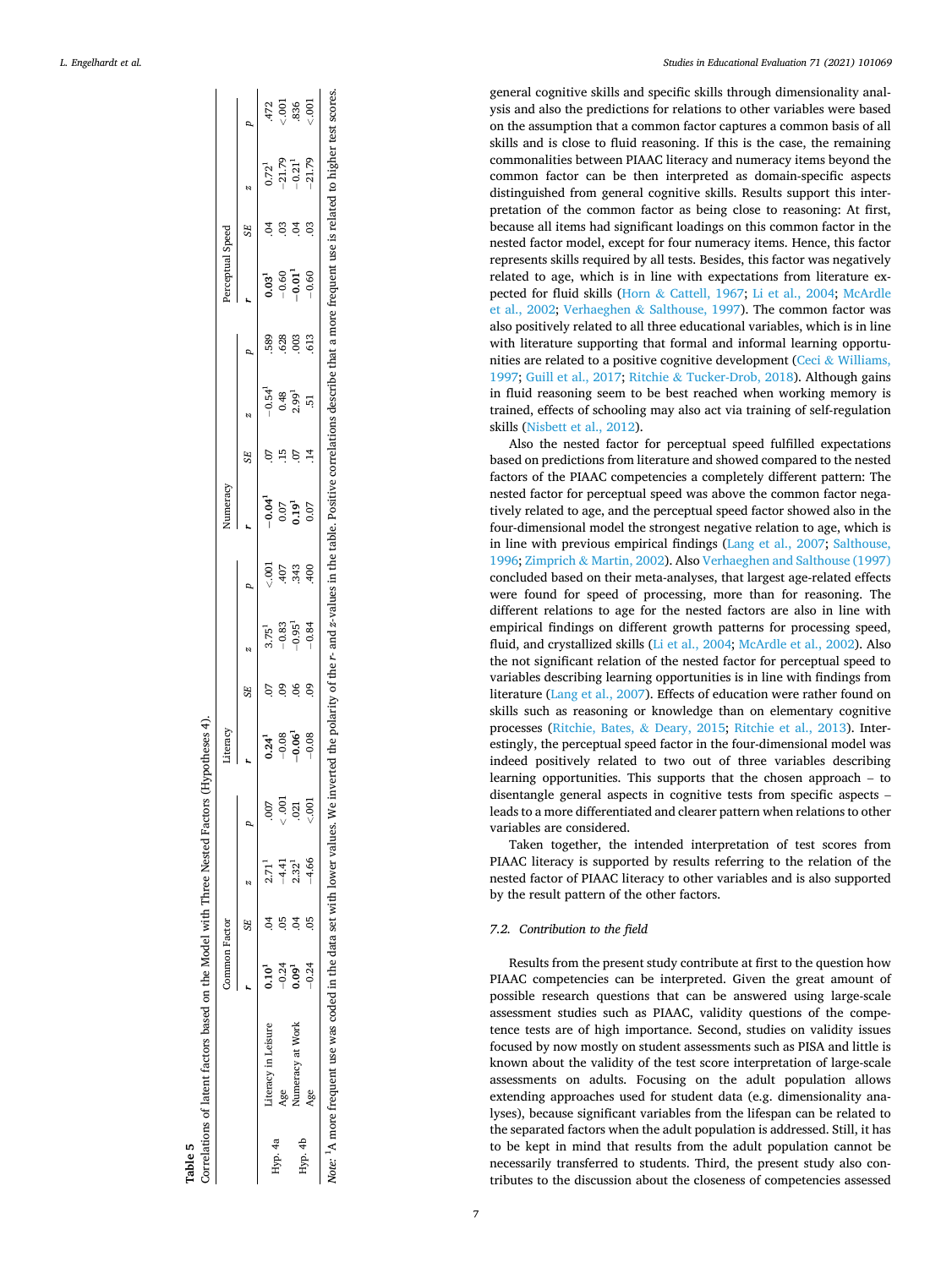**Table 5**
Correlations of latent factors based on the Model with Three Nested Factors (Hypotheses 4).

| | | Common Factor | | | | Literacy | | | | Numeracy | | | | Perceptual Speed | | | |
|---|---|---|---|---|---|---|---|---|---|---|---|---|---|---|---|---|---|
| | | r | SE | z | p | r | SE | z | p | r | SE | z | p | r | SE | z | p |
| Hyp. 4a | Literacy in Leisure | **0.10**[1] | .04 | 2.71[1] | .007 | **0.24**[1] | .07 | 3.75[1] | <.001 | **−0.04**[1] | .07 | −0.54[1] | .589 | **0.03**[1] | .04 | 0.72[1] | .472 |
| | Age | −0.24 | .05 | −4.41 | <.001 | −0.08 | .09 | −0.83 | .407 | 0.07 | .15 | 0.48 | .628 | −0.60 | .03 | −21.79 | <.001 |
| Hyp. 4b | Numeracy at Work | **0.09**[1] | .04 | 2.32[1] | .021 | **−0.06**[1] | .06 | −0.95[1] | .343 | **0.19**[1] | .07 | 2.99[1] | .003 | **−0.01**[1] | .04 | −0.21[1] | .836 |
| | Age | −0.24 | .05 | −4.66 | <.001 | −0.08 | .09 | −0.84 | .400 | 0.07 | .14 | .51 | .613 | −0.60 | .03 | −21.79 | <.001 |

*Note*: [1]A more frequent use was coded in the data set with lower values. We inverted the polarity of the *r*- and *z*-values in the table. Positive correlations describe that a more frequent use is related to higher test scores.

general cognitive skills and specific skills through dimensionality analysis and also the predictions for relations to other variables were based on the assumption that a common factor captures a common basis of all skills and is close to fluid reasoning. If this is the case, the remaining commonalities between PIAAC literacy and numeracy items beyond the common factor can be then interpreted as domain-specific aspects distinguished from general cognitive skills. Results support this interpretation of the common factor as being close to reasoning: At first, because all items had significant loadings on this common factor in the nested factor model, except for four numeracy items. Hence, this factor represents skills required by all tests. Besides, this factor was negatively related to age, which is in line with expectations from literature expected for fluid skills (Horn & Cattell, 1967; Li et al., 2004; McArdle et al., 2002; Verhaeghen & Salthouse, 1997). The common factor was also positively related to all three educational variables, which is in line with literature supporting that formal and informal learning opportunities are related to a positive cognitive development (Ceci & Williams, 1997; Guill et al., 2017; Ritchie & Tucker-Drob, 2018). Although gains in fluid reasoning seem to be best reached when working memory is trained, effects of schooling may also act via training of self-regulation skills (Nisbett et al., 2012).

Also the nested factor for perceptual speed fulfilled expectations based on predictions from literature and showed compared to the nested factors of the PIAAC competencies a completely different pattern: The nested factor for perceptual speed was above the common factor negatively related to age, and the perceptual speed factor showed also in the four-dimensional model the strongest negative relation to age, which is in line with previous empirical findings (Lang et al., 2007; Salthouse, 1996; Zimprich & Martin, 2002). Also Verhaeghen and Salthouse (1997) concluded based on their meta-analyses, that largest age-related effects were found for speed of processing, more than for reasoning. The different relations to age for the nested factors are also in line with empirical findings on different growth patterns for processing speed, fluid, and crystallized skills (Li et al., 2004; McArdle et al., 2002). Also the not significant relation of the nested factor for perceptual speed to variables describing learning opportunities is in line with findings from literature (Lang et al., 2007). Effects of education were rather found on skills such as reasoning or knowledge than on elementary cognitive processes (Ritchie, Bates, & Deary, 2015; Ritchie et al., 2013). Interestingly, the perceptual speed factor in the four-dimensional model was indeed positively related to two out of three variables describing learning opportunities. This supports that the chosen approach – to disentangle general aspects in cognitive tests from specific aspects – leads to a more differentiated and clearer pattern when relations to other variables are considered.

Taken together, the intended interpretation of test scores from PIAAC literacy is supported by results referring to the relation of the nested factor of PIAAC literacy to other variables and is also supported by the result pattern of the other factors.

### 7.2. Contribution to the field

Results from the present study contribute at first to the question how PIAAC competencies can be interpreted. Given the great amount of possible research questions that can be answered using large-scale assessment studies such as PIAAC, validity questions of the competence tests are of high importance. Second, studies on validity issues focused by now mostly on student assessments such as PISA and little is known about the validity of the test score interpretation of large-scale assessments on adults. Focusing on the adult population allows extending approaches used for student data (e.g. dimensionality analyses), because significant variables from the lifespan can be related to the separated factors when the adult population is addressed. Still, it has to be kept in mind that results from the adult population cannot be necessarily transferred to students. Third, the present study also contributes to the discussion about the closeness of competencies assessed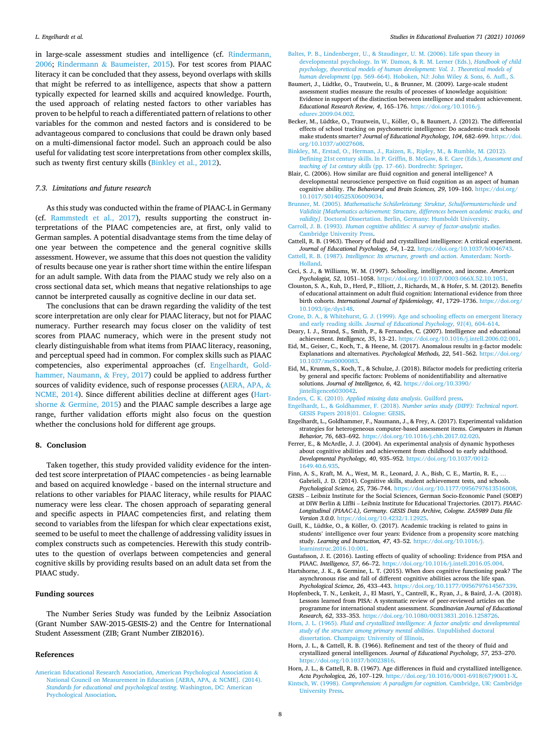in large-scale assessment studies and intelligence (cf. Rindermann, 2006; Rindermann & Baumeister, 2015). For test scores from PIAAC literacy it can be concluded that they assess, beyond overlaps with skills that might be referred to as intelligence, aspects that show a pattern typically expected for learned skills and acquired knowledge. Fourth, the used approach of relating nested factors to other variables has proven to be helpful to reach a differentiated pattern of relations to other variables for the common and nested factors and is considered to be advantageous compared to conclusions that could be drawn only based on a multi-dimensional factor model. Such an approach could be also useful for validating test score interpretations from other complex skills, such as twenty first century skills (Binkley et al., 2012).

### 7.3. Limitations and future research

As this study was conducted within the frame of PIAAC-L in Germany (cf. Rammstedt et al., 2017), results supporting the construct interpretations of the PIAAC competencies are, at first, only valid to German samples. A potential disadvantage stems from the time delay of one year between the competence and the general cognitive skills assessment. However, we assume that this does not question the validity of results because one year is rather short time within the entire lifespan for an adult sample. With data from the PIAAC study we rely also on a cross sectional data set, which means that negative relationships to age cannot be interpreted causally as cognitive decline in our data set.

The conclusions that can be drawn regarding the validity of the test score interpretation are only clear for PIAAC literacy, but not for PIAAC numeracy. Further research may focus closer on the validity of test scores from PIAAC numeracy, which were in the present study not clearly distinguishable from what items from PIAAC literacy, reasoning, and perceptual speed had in common. For complex skills such as PIAAC competencies, also experimental approaches (cf. Engelhardt, Goldhammer, Naumann, & Frey, 2017) could be applied to address further sources of validity evidence, such of response processes (AERA, APA, & NCME, 2014). Since different abilities decline at different ages (Hartshorne & Germine, 2015) and the PIAAC sample describes a large age range, further validation efforts might also focus on the question whether the conclusions hold for different age groups.

## 8. Conclusion

Taken together, this study provided validity evidence for the intended test score interpretation of PIAAC competencies - as being learnable and based on acquired knowledge - based on the internal structure and relations to other variables for PIAAC literacy, while results for PIAAC numeracy were less clear. The chosen approach of separating general and specific aspects in PIAAC competencies first, and relating them second to variables from the lifespan for which clear expectations exist, seemed to be useful to meet the challenge of addressing validity issues in complex constructs such as competencies. Herewith this study contributes to the question of overlaps between competencies and general cognitive skills by providing results based on an adult data set from the PIAAC study.

## Funding sources

The Number Series Study was funded by the Leibniz Association (Grant Number SAW-2015-GESIS-2) and the Centre for International Student Assessment (ZIB; Grant Number ZIB2016).

## References

American Educational Research Association, American Psychological Association & National Council on Measurement in Education [AERA, APA, & NCME]. (2014). *Standards for educational and psychological testing.* Washington, DC: American Psychological Association.

Baltes, P. B., Lindenberger, U., & Staudinger, U. M. (2006). Life span theory in developmental psychology. In W. Damon, & R. M. Lerner (Eds.), *Handbook of child psychology, theoretical models of human development: Vol. 1. Theoretical models of human development* (pp. 569–664). Hoboken, NJ: John Wiley & Sons, 6. Aufl., S.

Baumert, J., Lüdtke, O., Trautwein, U., & Brunner, M. (2009). Large-scale student assessment studies measure the results of processes of knowledge acquisition: Evidence in support of the distinction between intelligence and student achievement. *Educational Research Review, 4*, 165–176. https://doi.org/10.1016/j.edurev.2009.04.002.

Becker, M., Lüdtke, O., Trautwein, U., Köller, O., & Baumert, J. (2012). The differential effects of school tracking on psychometric intelligence: Do academic-track schools make students smarter? *Journal of Educational Psychology, 104*, 682–699. https://doi.org/10.1037/a0027608.

Binkley, M., Erstad, O., Herman, J., Raizen, R., Ripley, M., & Rumble, M. (2012). Defining 21st century skills. In P. Griffin, B. McGaw, & E. Care (Eds.), *Assessment and teaching of 1st century skills* (pp. 17–66). Dordrecht: Springer.

Blair, C. (2006). How similar are fluid cognition and general intelligence? A developmental neuroscience perspective on fluid cognition as an aspect of human cognitive ability. *The Behavioral and Brain Sciences, 29*, 109–160. https://doi.org/10.1017/S0140525X06009034.

Brunner, M. (2005). *Mathematische Schülerleistung: Struktur, Schulformunterschiede und Validität [Mathematics achievement: Structure, differences between academic tracks, and validity].* Doctoral Dissertation. Berlin, Germany: Humboldt University.

Carroll, J. B. (1993). *Human cognitive abilities: A survey of factor-analytic studies.* Cambridge University Press.

Cattell, R. B. (1963). Theory of fluid and crystallized intelligence: A critical experiment. *Journal of Educational Psychology, 54*, 1–22. https://doi.org/10.1037/h0046743.

Cattell, R. B. (1987). *Intelligence: Its structure, growth and action.* Amsterdam: North-Holland.

Ceci, S. J., & Williams, W. M. (1997). Schooling, intelligence, and income. *American Psychologist, 52*, 1051–1058. https://doi.org/10.1037/0003-066X.52.10.1051.

Clouston, S. A., Kuh, D., Herd, P., Elliott, J., Richards, M., & Hofer, S. M. (2012). Benefits of educational attainment on adult fluid cognition: International evidence from three birth cohorts. *International Journal of Epidemiology, 41*, 1729–1736. https://doi.org/10.1093/ije/dys148.

Crone, D. A., & Whitehurst, G. J. (1999). Age and schooling effects on emergent literacy and early reading skills. *Journal of Educational Psychology, 91*(4), 604–614.

Deary, I. J., Strand, S., Smith, P., & Fernandes, C. (2007). Intelligence and educational achievement. *Intelligence, 35*, 13–21. https://doi.org/10.1016/j.intell.2006.02.001.

Eid, M., Geiser, C., Koch, T., & Heene, M. (2017). Anomalous results in g-factor models: Explanations and alternatives. *Psychological Methods, 22*, 541–562. https://doi.org/10.1037/met0000083.

Eid, M., Krumm, S., Koch, T., & Schulze, J. (2018). Bifactor models for predicting criteria by general and specific factors: Problems of nonidentifiability and alternative solutions. *Journal of Intelligence, 6*, 42. https://doi.org/10.3390/jintelligence6030042.

Enders, C. K. (2010). *Applied missing data analysis.* Guilford press.

Engelhardt, L., & Goldhammer, F. (2018). *Number series study (DIPF): Technical report.* GESIS Papers 2018|01. Cologne: GESIS.

Engelhardt, L., Goldhammer, F., Naumann, J., & Frey, A. (2017). Experimental validation strategies for heterogeneous computer-based assessment items. *Computers in Human Behavior, 76*, 683–692. https://doi.org/10.1016/j.chb.2017.02.020.

Ferrer, E., & McArdle, J. J. (2004). An experimental analysis of dynamic hypotheses about cognitive abilities and achievement from childhood to early adulthood. *Developmental Psychology, 40*, 935–952. https://doi.org/10.1037/0012-1649.40.6.935.

Finn, A. S., Kraft, M. A., West, M. R., Leonard, J. A., Bish, C. E., Martin, R. E., … Gabrieli, J. D. (2014). Cognitive skills, student achievement tests, and schools. *Psychological Science, 25*, 736–744. https://doi.org/10.1177/0956797613516008.

GESIS – Leibniz Institute for the Social Sciences, German Socio-Economic Panel (SOEP) at DIW Berlin & LIfBi – Leibniz Institute for Educational Trajectories. (2017). *PIAAC-Longitudinal (PIAAC-L), Germany. GESIS Data Archive, Cologne. ZA5989 Data file Version 3.0.0.* https://doi.org/10.4232/1.12925.

Guill, K., Lüdtke, O., & Köller, O. (2017). Academic tracking is related to gains in students' intelligence over four years: Evidence from a propensity score matching study. *Learning and Instruction, 47*, 43–52. https://doi.org/10.1016/j.learninstruc.2016.10.001.

Gustafsson, J. E. (2016). Lasting effects of quality of schooling: Evidence from PISA and PIAAC. *Intelligence, 57*, 66–72. https://doi.org/10.1016/j.intell.2016.05.004.

Hartshorne, J. K., & Germine, L. T. (2015). When does cognitive functioning peak? The asynchronous rise and fall of different cognitive abilities across the life span. *Psychological Science, 26*, 433–443. https://doi.org/10.1177/0956797614567339.

Hopfenbeck, T. N., Lenkeit, J., El Masri, Y., Cantrell, K., Ryan, J., & Baird, J.-A. (2018). Lessons learned from PISA: A systematic review of peer-reviewed articles on the programme for international student assessment. *Scandinavian Journal of Educational Research, 62*, 333–353. https://doi.org/10.1080/00313831.2016.1258726.

Horn, J. L. (1965). *Fluid and crystallized intelligence: A factor analytic and developmental study of the structure among primary mental abilities.* Unpublished doctoral dissertation. Champaign: University of Illinois.

Horn, J. L., & Cattell, R. B. (1966). Refinement and test of the theory of fluid and crystallized general intelligences. *Journal of Educational Psychology, 57*, 253–270. https://doi.org/10.1037/h0023816.

Horn, J. L., & Cattell, R. B. (1967). Age differences in fluid and crystallized intelligence. *Acta Psychologica, 26*, 107–129. https://doi.org/10.1016/0001-6918(67)90011-X.

Kintsch, W. (1998). *Comprehension: A paradigm for cognition.* Cambridge, UK: Cambridge University Press.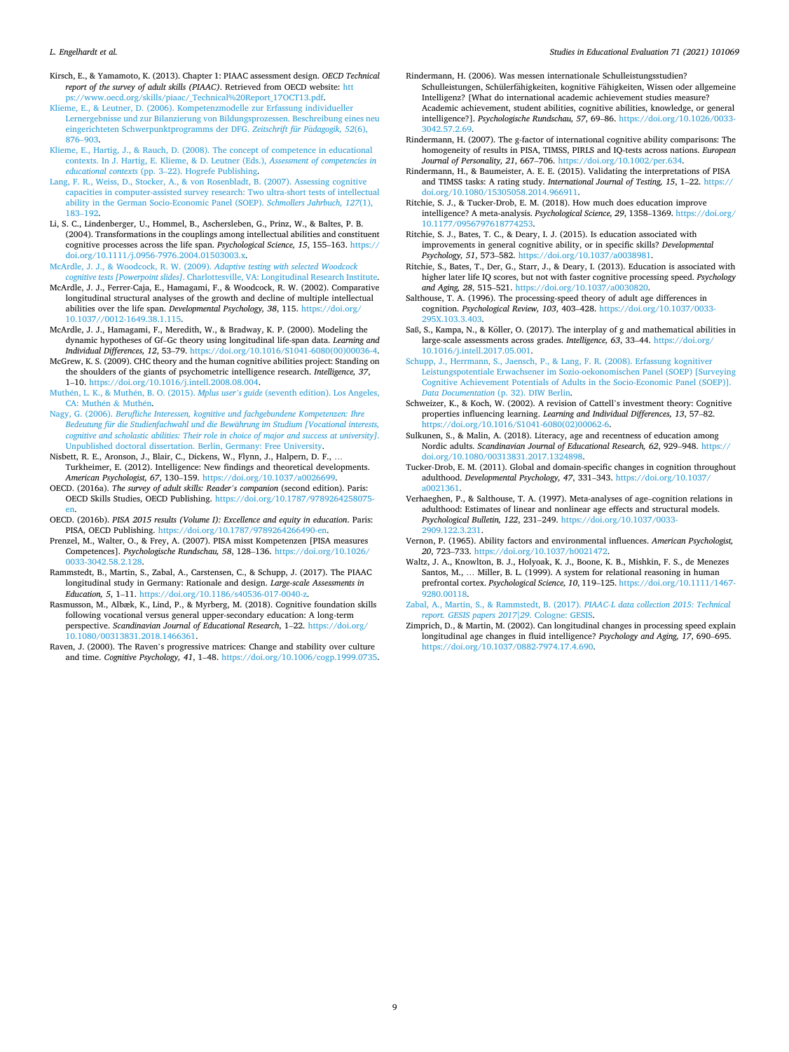Kirsch, E., & Yamamoto, K. (2013). Chapter 1: PIAAC assessment design. *OECD Technical report of the survey of adult skills (PIAAC)*. Retrieved from OECD website: https://www.oecd.org/skills/piaac/_Technical%20Report_17OCT13.pdf.

Klieme, E., & Leutner, D. (2006). Kompetenzmodelle zur Erfassung individueller Lernergebnisse und zur Bilanzierung von Bildungsprozessen. Beschreibung eines neu eingerichteten Schwerpunktprogramms der DFG. *Zeitschrift für Pädagogik, 52*(6), 876–903.

Klieme, E., Hartig, J., & Rauch, D. (2008). The concept of competence in educational contexts. In J. Hartig, E. Klieme, & D. Leutner (Eds.), *Assessment of competencies in educational contexts* (pp. 3–22). Hogrefe Publishing.

Lang, F. R., Weiss, D., Stocker, A., & von Rosenbladt, B. (2007). Assessing cognitive capacities in computer-assisted survey research: Two ultra-short tests of intellectual ability in the German Socio-Economic Panel (SOEP). *Schmollers Jahrbuch, 127*(1), 183–192.

Li, S. C., Lindenberger, U., Hommel, B., Aschersleben, G., Prinz, W., & Baltes, P. B. (2004). Transformations in the couplings among intellectual abilities and constituent cognitive processes across the life span. *Psychological Science, 15*, 155–163. https://doi.org/10.1111/j.0956-7976.2004.01503003.x.

McArdle, J. J., & Woodcock, R. W. (2009). *Adaptive testing with selected Woodcock cognitive tests [Powerpoint slides]*. Charlottesville, VA: Longitudinal Research Institute.

McArdle, J. J., Ferrer-Caja, E., Hamagami, F., & Woodcock, R. W. (2002). Comparative longitudinal structural analyses of the growth and decline of multiple intellectual abilities over the life span. *Developmental Psychology, 38*, 115. https://doi.org/10.1037//0012-1649.38.1.115.

McArdle, J. J., Hamagami, F., Meredith, W., & Bradway, K. P. (2000). Modeling the dynamic hypotheses of Gf–Gc theory using longitudinal life-span data. *Learning and Individual Differences, 12*, 53–79. https://doi.org/10.1016/S1041-6080(00)00036-4.

McGrew, K. S. (2009). CHC theory and the human cognitive abilities project: Standing on the shoulders of the giants of psychometric intelligence research. *Intelligence, 37*, 1–10. https://doi.org/10.1016/j.intell.2008.08.004.

Muthén, L. K., & Muthén, B. O. (2015). *Mplus user's guide* (seventh edition). Los Angeles, CA: Muthén & Muthén.

Nagy, G. (2006). *Berufliche Interessen, kognitive und fachgebundene Kompetenzen: Ihre Bedeutung für die Studienfachwahl und die Bewährung im Studium [Vocational interests, cognitive and scholastic abilities: Their role in choice of major and success at university]*. Unpublished doctoral dissertation. Berlin, Germany: Free University.

Nisbett, R. E., Aronson, J., Blair, C., Dickens, W., Flynn, J., Halpern, D. F., … Turkheimer, E. (2012). Intelligence: New findings and theoretical developments. *American Psychologist, 67*, 130–159. https://doi.org/10.1037/a0026699.

OECD. (2016a). *The survey of adult skills: Reader's companion* (second edition). Paris: OECD Skills Studies, OECD Publishing. https://doi.org/10.1787/9789264258075-en.

OECD. (2016b). *PISA 2015 results (Volume I): Excellence and equity in education*. Paris: PISA, OECD Publishing. https://doi.org/10.1787/9789264266490-en.

Prenzel, M., Walter, O., & Frey, A. (2007). PISA misst Kompetenzen [PISA measures Competences]. *Psychologische Rundschau, 58*, 128–136. https://doi.org/10.1026/0033-3042.58.2.128.

Rammstedt, B., Martin, S., Zabal, A., Carstensen, C., & Schupp, J. (2017). The PIAAC longitudinal study in Germany: Rationale and design. *Large-scale Assessments in Education, 5*, 1–11. https://doi.org/10.1186/s40536-017-0040-z.

Rasmusson, M., Albæk, K., Lind, P., & Myrberg, M. (2018). Cognitive foundation skills following vocational versus general upper-secondary education: A long-term perspective. *Scandinavian Journal of Educational Research*, 1–22. https://doi.org/10.1080/00313831.2018.1466361.

Raven, J. (2000). The Raven's progressive matrices: Change and stability over culture and time. *Cognitive Psychology, 41*, 1–48. https://doi.org/10.1006/cogp.1999.0735.

Rindermann, H. (2006). Was messen internationale Schulleistungsstudien? Schulleistungen, Schülerfähigkeiten, kognitive Fähigkeiten, Wissen oder allgemeine Intelligenz? [What do international academic achievement studies measure? Academic achievement, student abilities, cognitive abilities, knowledge, or general intelligence?]. *Psychologische Rundschau, 57*, 69–86. https://doi.org/10.1026/0033-3042.57.2.69.

Rindermann, H. (2007). The g-factor of international cognitive ability comparisons: The homogeneity of results in PISA, TIMSS, PIRLS and IQ-tests across nations. *European Journal of Personality, 21*, 667–706. https://doi.org/10.1002/per.634.

Rindermann, H., & Baumeister, A. E. E. (2015). Validating the interpretations of PISA and TIMSS tasks: A rating study. *International Journal of Testing, 15*, 1–22. https://doi.org/10.1080/15305058.2014.966911.

Ritchie, S. J., & Tucker-Drob, E. M. (2018). How much does education improve intelligence? A meta-analysis. *Psychological Science, 29*, 1358–1369. https://doi.org/10.1177/0956797618774253.

Ritchie, S. J., Bates, T. C., & Deary, I. J. (2015). Is education associated with improvements in general cognitive ability, or in specific skills? *Developmental Psychology, 51*, 573–582. https://doi.org/10.1037/a0038981.

Ritchie, S., Bates, T., Der, G., Starr, J., & Deary, I. (2013). Education is associated with higher later life IQ scores, but not with faster cognitive processing speed. *Psychology and Aging, 28*, 515–521. https://doi.org/10.1037/a0030820.

Salthouse, T. A. (1996). The processing-speed theory of adult age differences in cognition. *Psychological Review, 103*, 403–428. https://doi.org/10.1037/0033-295X.103.3.403.

Saß, S., Kampa, N., & Köller, O. (2017). The interplay of g and mathematical abilities in large-scale assessments across grades. *Intelligence, 63*, 33–44. https://doi.org/10.1016/j.intell.2017.05.001.

Schupp, J., Herrmann, S., Jaensch, P., & Lang, F. R. (2008). Erfassung kognitiver Leistungspotentiale Erwachsener im Sozio-oekonomischen Panel (SOEP) [Surveying Cognitive Achievement Potentials of Adults in the Socio-Economic Panel (SOEP)]. *Data Documentation* (p. 32). DIW Berlin.

Schweizer, K., & Koch, W. (2002). A revision of Cattell's investment theory: Cognitive properties influencing learning. *Learning and Individual Differences, 13*, 57–82. https://doi.org/10.1016/S1041-6080(02)00062-6.

Sulkunen, S., & Malin, A. (2018). Literacy, age and recentness of education among Nordic adults. *Scandinavian Journal of Educational Research, 62*, 929–948. https://doi.org/10.1080/00313831.2017.1324898.

Tucker-Drob, E. M. (2011). Global and domain-specific changes in cognition throughout adulthood. *Developmental Psychology, 47*, 331–343. https://doi.org/10.1037/a0021361.

Verhaeghen, P., & Salthouse, T. A. (1997). Meta-analyses of age–cognition relations in adulthood: Estimates of linear and nonlinear age effects and structural models. *Psychological Bulletin, 122*, 231–249. https://doi.org/10.1037/0033-2909.122.3.231.

Vernon, P. (1965). Ability factors and environmental influences. *American Psychologist, 20*, 723–733. https://doi.org/10.1037/h0021472.

Waltz, J. A., Knowlton, B. J., Holyoak, K. J., Boone, K. B., Mishkin, F. S., de Menezes Santos, M., … Miller, B. L. (1999). A system for relational reasoning in human prefrontal cortex. *Psychological Science, 10*, 119–125. https://doi.org/10.1111/1467-9280.00118.

Zabal, A., Martin, S., & Rammstedt, B. (2017). *PIAAC-L data collection 2015: Technical report. GESIS papers 2017|29*. Cologne: GESIS.

Zimprich, D., & Martin, M. (2002). Can longitudinal changes in processing speed explain longitudinal age changes in fluid intelligence? *Psychology and Aging, 17*, 690–695. https://doi.org/10.1037/0882-7974.17.4.690.